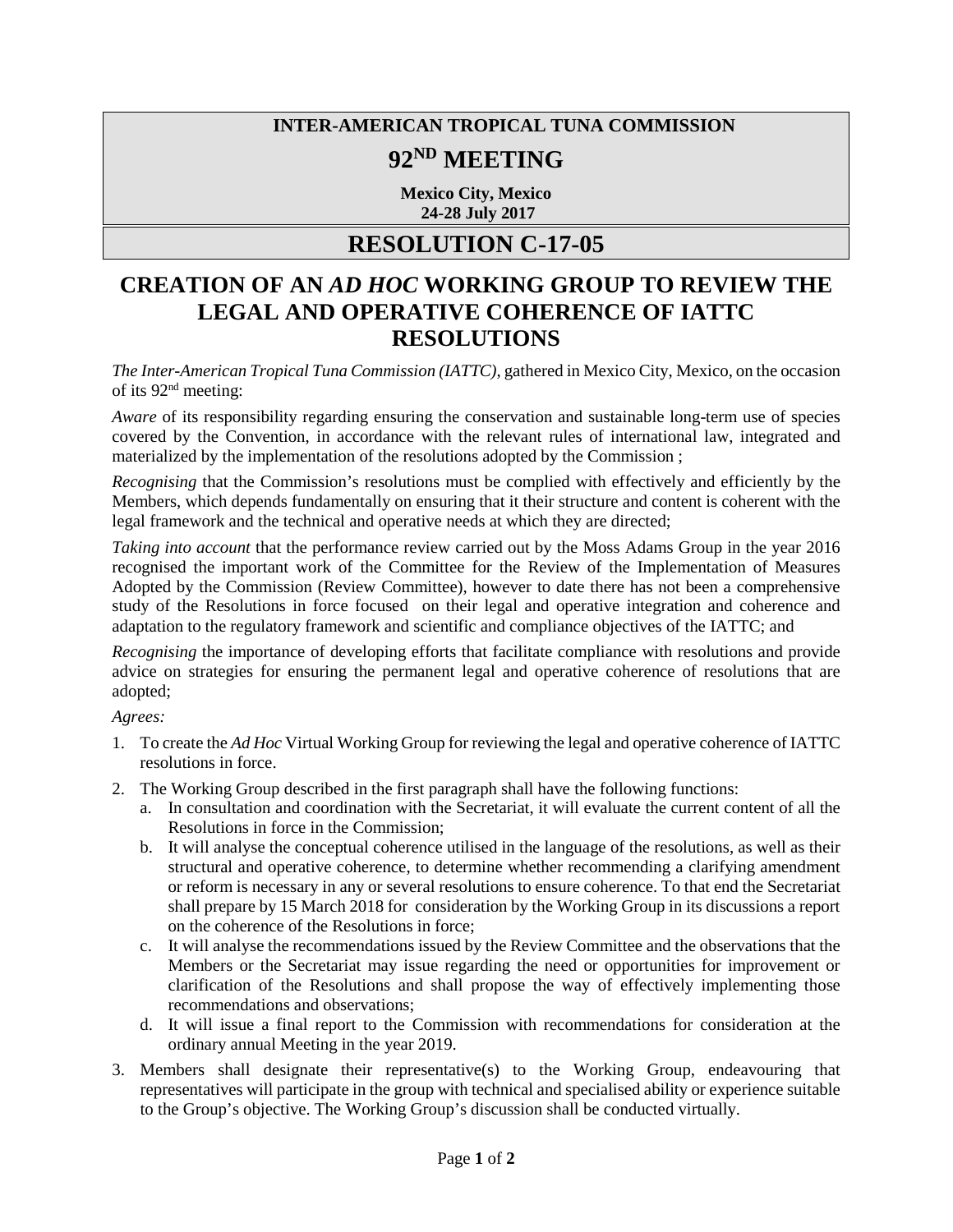**INTER-AMERICAN TROPICAL TUNA COMMISSION**

# 92ND MEETING

**Mexico City, Mexico**
**24-28 July 2017**

# RESOLUTION C-17-05

# CREATION OF AN *AD HOC* WORKING GROUP TO REVIEW THE LEGAL AND OPERATIVE COHERENCE OF IATTC RESOLUTIONS

*The Inter-American Tropical Tuna Commission (IATTC)*, gathered in Mexico City, Mexico, on the occasion of its 92nd meeting:

*Aware* of its responsibility regarding ensuring the conservation and sustainable long-term use of species covered by the Convention, in accordance with the relevant rules of international law, integrated and materialized by the implementation of the resolutions adopted by the Commission ;

*Recognising* that the Commission's resolutions must be complied with effectively and efficiently by the Members, which depends fundamentally on ensuring that it their structure and content is coherent with the legal framework and the technical and operative needs at which they are directed;

*Taking into account* that the performance review carried out by the Moss Adams Group in the year 2016 recognised the important work of the Committee for the Review of the Implementation of Measures Adopted by the Commission (Review Committee), however to date there has not been a comprehensive study of the Resolutions in force focused on their legal and operative integration and coherence and adaptation to the regulatory framework and scientific and compliance objectives of the IATTC; and

*Recognising* the importance of developing efforts that facilitate compliance with resolutions and provide advice on strategies for ensuring the permanent legal and operative coherence of resolutions that are adopted;

*Agrees:*

1. To create the *Ad Hoc* Virtual Working Group for reviewing the legal and operative coherence of IATTC resolutions in force.
2. The Working Group described in the first paragraph shall have the following functions:
   a. In consultation and coordination with the Secretariat, it will evaluate the current content of all the Resolutions in force in the Commission;
   b. It will analyse the conceptual coherence utilised in the language of the resolutions, as well as their structural and operative coherence, to determine whether recommending a clarifying amendment or reform is necessary in any or several resolutions to ensure coherence. To that end the Secretariat shall prepare by 15 March 2018 for consideration by the Working Group in its discussions a report on the coherence of the Resolutions in force;
   c. It will analyse the recommendations issued by the Review Committee and the observations that the Members or the Secretariat may issue regarding the need or opportunities for improvement or clarification of the Resolutions and shall propose the way of effectively implementing those recommendations and observations;
   d. It will issue a final report to the Commission with recommendations for consideration at the ordinary annual Meeting in the year 2019.
3. Members shall designate their representative(s) to the Working Group, endeavouring that representatives will participate in the group with technical and specialised ability or experience suitable to the Group's objective. The Working Group's discussion shall be conducted virtually.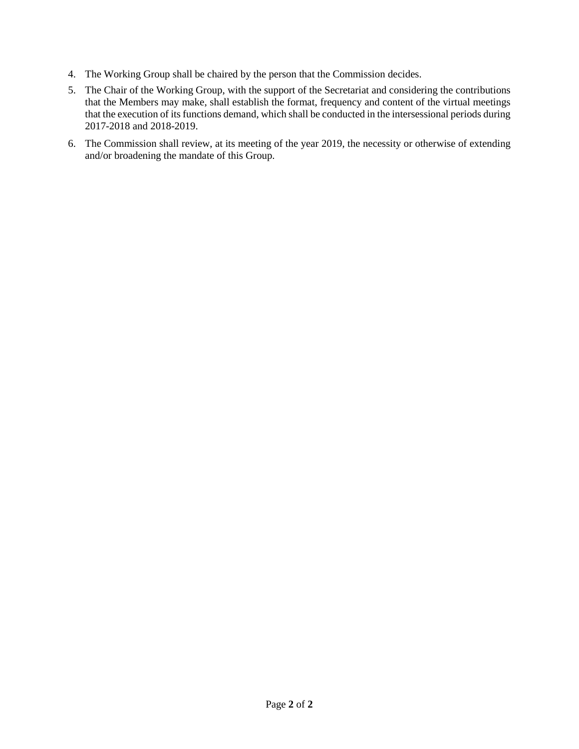4. The Working Group shall be chaired by the person that the Commission decides.
5. The Chair of the Working Group, with the support of the Secretariat and considering the contributions that the Members may make, shall establish the format, frequency and content of the virtual meetings that the execution of its functions demand, which shall be conducted in the intersessional periods during 2017-2018 and 2018-2019.
6. The Commission shall review, at its meeting of the year 2019, the necessity or otherwise of extending and/or broadening the mandate of this Group.